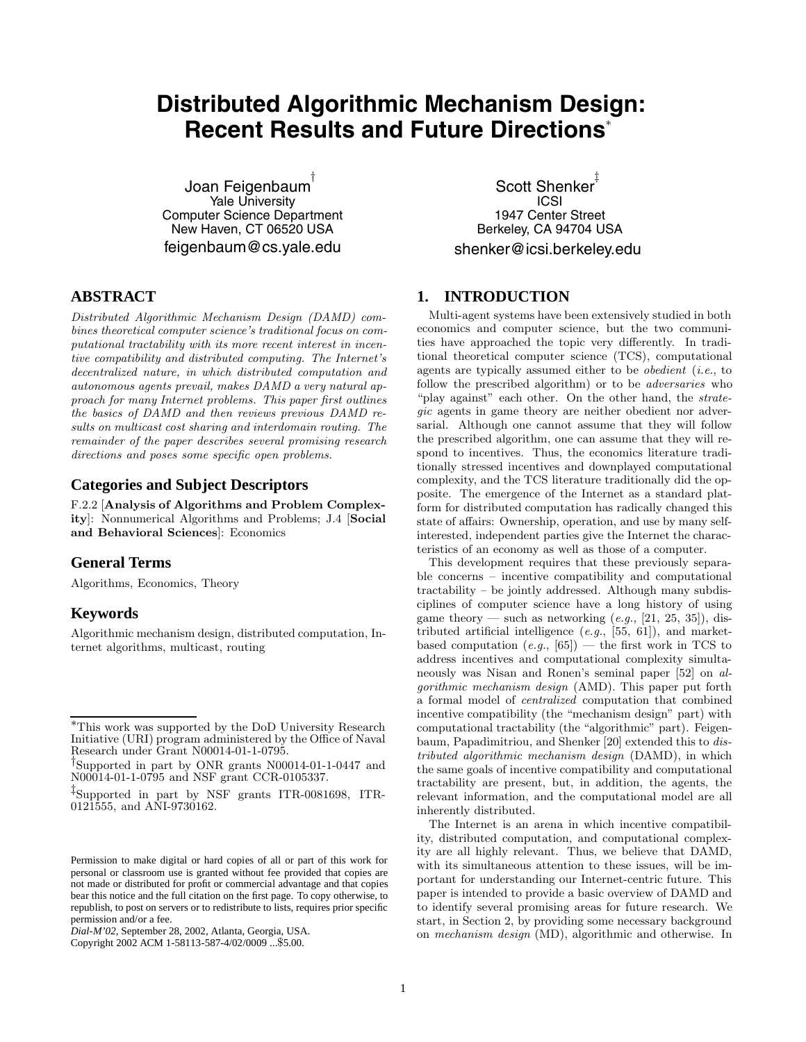# Distributed Algorithmic Mechanism Design: Recent Results and Future Directions*

Joan Feigenbaum[†]
Yale University
Computer Science Department
New Haven, CT 06520 USA
feigenbaum@cs.yale.edu

Scott Shenker[‡]
ICSI
1947 Center Street
Berkeley, CA 94704 USA
shenker@icsi.berkeley.edu

## ABSTRACT

*Distributed Algorithmic Mechanism Design (DAMD) combines theoretical computer science's traditional focus on computational tractability with its more recent interest in incentive compatibility and distributed computing. The Internet's decentralized nature, in which distributed computation and autonomous agents prevail, makes DAMD a very natural approach for many Internet problems. This paper first outlines the basics of DAMD and then reviews previous DAMD results on multicast cost sharing and interdomain routing. The remainder of the paper describes several promising research directions and poses some specific open problems.*

## Categories and Subject Descriptors

F.2.2 [**Analysis of Algorithms and Problem Complexity**]: Nonnumerical Algorithms and Problems; J.4 [**Social and Behavioral Sciences**]: Economics

## General Terms

Algorithms, Economics, Theory

## Keywords

Algorithmic mechanism design, distributed computation, Internet algorithms, multicast, routing

*This work was supported by the DoD University Research Initiative (URI) program administered by the Office of Naval Research under Grant N00014-01-1-0795.

[†]Supported in part by ONR grants N00014-01-1-0447 and N00014-01-1-0795 and NSF grant CCR-0105337.

[‡]Supported in part by NSF grants ITR-0081698, ITR-0121555, and ANI-9730162.

Permission to make digital or hard copies of all or part of this work for personal or classroom use is granted without fee provided that copies are not made or distributed for profit or commercial advantage and that copies bear this notice and the full citation on the first page. To copy otherwise, to republish, to post on servers or to redistribute to lists, requires prior specific permission and/or a fee.
*Dial-M'02,* September 28, 2002, Atlanta, Georgia, USA.
Copyright 2002 ACM 1-58113-587-4/02/0009 ...$5.00.

## 1. INTRODUCTION

Multi-agent systems have been extensively studied in both economics and computer science, but the two communities have approached the topic very differently. In traditional theoretical computer science (TCS), computational agents are typically assumed either to be *obedient* (*i.e.*, to follow the prescribed algorithm) or to be *adversaries* who "play against" each other. On the other hand, the *strategic* agents in game theory are neither obedient nor adversarial. Although one cannot assume that they will follow the prescribed algorithm, one can assume that they will respond to incentives. Thus, the economics literature traditionally stressed incentives and downplayed computational complexity, and the TCS literature traditionally did the opposite. The emergence of the Internet as a standard platform for distributed computation has radically changed this state of affairs: Ownership, operation, and use by many self-interested, independent parties give the Internet the characteristics of an economy as well as those of a computer.

This development requires that these previously separable concerns – incentive compatibility and computational tractability – be jointly addressed. Although many subdisciplines of computer science have a long history of using game theory — such as networking (*e.g.*, [21, 25, 35]), distributed artificial intelligence (*e.g.*, [55, 61]), and market-based computation (*e.g.*, [65]) — the first work in TCS to address incentives and computational complexity simultaneously was Nisan and Ronen's seminal paper [52] on *algorithmic mechanism design* (AMD). This paper put forth a formal model of *centralized* computation that combined incentive compatibility (the "mechanism design" part) with computational tractability (the "algorithmic" part). Feigenbaum, Papadimitriou, and Shenker [20] extended this to *distributed algorithmic mechanism design* (DAMD), in which the same goals of incentive compatibility and computational tractability are present, but, in addition, the agents, the relevant information, and the computational model are all inherently distributed.

The Internet is an arena in which incentive compatibility, distributed computation, and computational complexity are all highly relevant. Thus, we believe that DAMD, with its simultaneous attention to these issues, will be important for understanding our Internet-centric future. This paper is intended to provide a basic overview of DAMD and to identify several promising areas for future research. We start, in Section 2, by providing some necessary background on *mechanism design* (MD), algorithmic and otherwise. In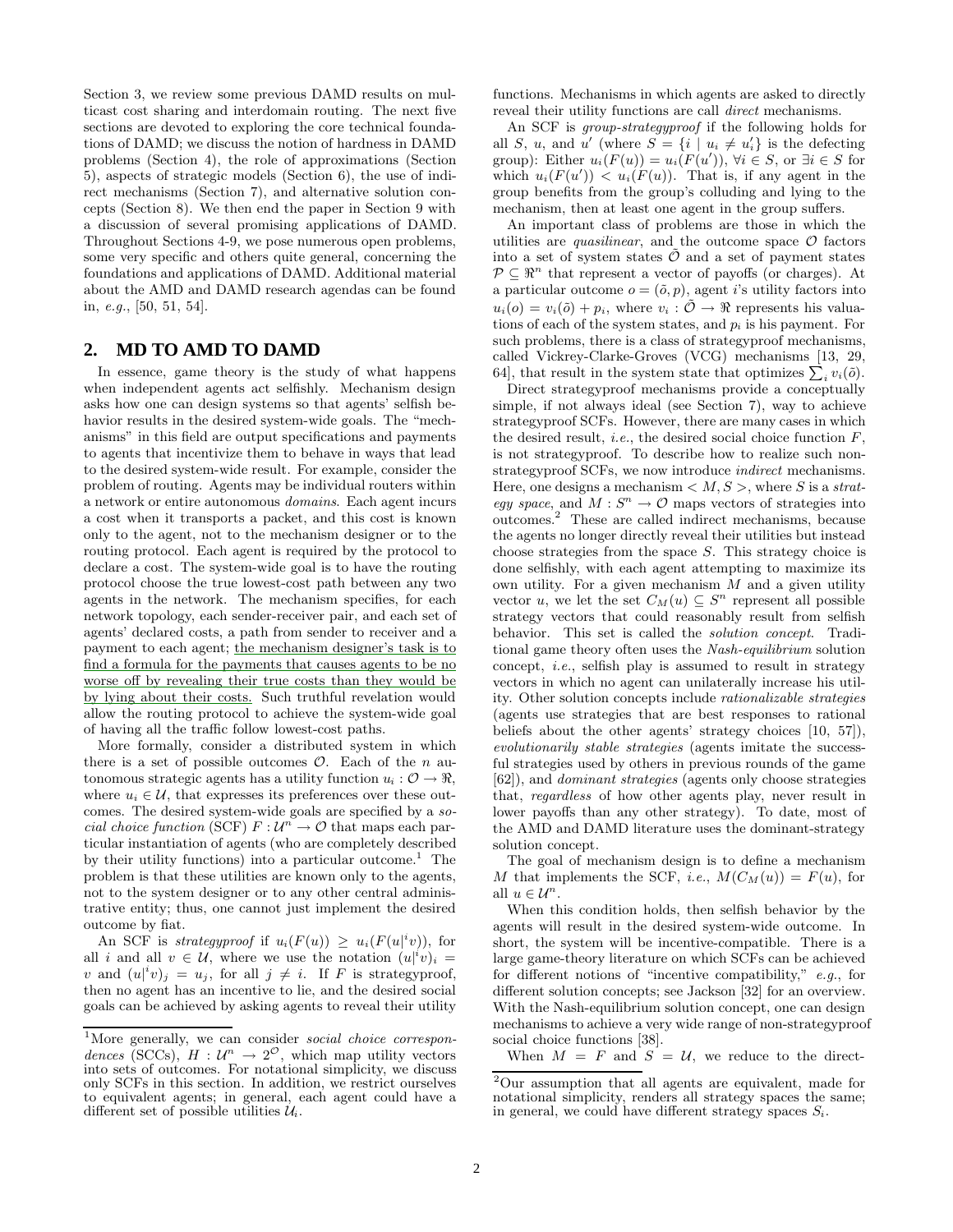Section 3, we review some previous DAMD results on multicast cost sharing and interdomain routing. The next five sections are devoted to exploring the core technical foundations of DAMD; we discuss the notion of hardness in DAMD problems (Section 4), the role of approximations (Section 5), aspects of strategic models (Section 6), the use of indirect mechanisms (Section 7), and alternative solution concepts (Section 8). We then end the paper in Section 9 with a discussion of several promising applications of DAMD. Throughout Sections 4-9, we pose numerous open problems, some very specific and others quite general, concerning the foundations and applications of DAMD. Additional material about the AMD and DAMD research agendas can be found in, *e.g.*, [50, 51, 54].

## 2. MD TO AMD TO DAMD

In essence, game theory is the study of what happens when independent agents act selfishly. Mechanism design asks how one can design systems so that agents' selfish behavior results in the desired system-wide goals. The "mechanisms" in this field are output specifications and payments to agents that incentivize them to behave in ways that lead to the desired system-wide result. For example, consider the problem of routing. Agents may be individual routers within a network or entire autonomous *domains*. Each agent incurs a cost when it transports a packet, and this cost is known only to the agent, not to the mechanism designer or to the routing protocol. Each agent is required by the protocol to declare a cost. The system-wide goal is to have the routing protocol choose the true lowest-cost path between any two agents in the network. The mechanism specifies, for each network topology, each sender-receiver pair, and each set of agents' declared costs, a path from sender to receiver and a payment to each agent; the mechanism designer's task is to find a formula for the payments that causes agents to be no worse off by revealing their true costs than they would be by lying about their costs. Such truthful revelation would allow the routing protocol to achieve the system-wide goal of having all the traffic follow lowest-cost paths.

More formally, consider a distributed system in which there is a set of possible outcomes $\mathcal{O}$. Each of the $n$ autonomous strategic agents has a utility function $u_i : \mathcal{O} \rightarrow \Re$, where $u_i \in \mathcal{U}$, that expresses its preferences over these outcomes. The desired system-wide goals are specified by a *social choice function* (SCF) $F : \mathcal{U}^n \rightarrow \mathcal{O}$ that maps each particular instantiation of agents (who are completely described by their utility functions) into a particular outcome.[1] The problem is that these utilities are known only to the agents, not to the system designer or to any other central administrative entity; thus, one cannot just implement the desired outcome by fiat.

An SCF is *strategyproof* if $u_i(F(u)) \geq u_i(F(u|^i v))$, for all $i$ and all $v \in \mathcal{U}$, where we use the notation $(u|^i v)_i = v$ and $(u|^i v)_j = u_j$, for all $j \neq i$. If $F$ is strategyproof, then no agent has an incentive to lie, and the desired social goals can be achieved by asking agents to reveal their utility functions. Mechanisms in which agents are asked to directly reveal their utility functions are call *direct* mechanisms.

An SCF is *group-strategyproof* if the following holds for all $S$, $u$, and $u'$ (where $S = \{i \mid u_i \neq u'_i\}$ is the defecting group): Either $u_i(F(u)) = u_i(F(u'))$, $\forall i \in S$, or $\exists i \in S$ for which $u_i(F(u')) < u_i(F(u))$. That is, if any agent in the group benefits from the group's colluding and lying to the mechanism, then at least one agent in the group suffers.

An important class of problems are those in which the utilities are *quasilinear*, and the outcome space $\mathcal{O}$ factors into a set of system states $\tilde{\mathcal{O}}$ and a set of payment states $\mathcal{P} \subseteq \Re^n$ that represent a vector of payoffs (or charges). At a particular outcome $o = (\tilde{o}, p)$, agent $i$'s utility factors into $u_i(o) = v_i(\tilde{o}) + p_i$, where $v_i : \tilde{\mathcal{O}} \rightarrow \Re$ represents his valuations of each of the system states, and $p_i$ is his payment. For such problems, there is a class of strategyproof mechanisms, called Vickrey-Clarke-Groves (VCG) mechanisms [13, 29, 64], that result in the system state that optimizes $\sum_i v_i(\tilde{o})$.

Direct strategyproof mechanisms provide a conceptually simple, if not always ideal (see Section 7), way to achieve strategyproof SCFs. However, there are many cases in which the desired result, *i.e.*, the desired social choice function $F$, is not strategyproof. To describe how to realize such non-strategyproof SCFs, we now introduce *indirect* mechanisms. Here, one designs a mechanism $< M, S >$, where $S$ is a *strategy space*, and $M : S^n \rightarrow \mathcal{O}$ maps vectors of strategies into outcomes.[2] These are called indirect mechanisms, because the agents no longer directly reveal their utilities but instead choose strategies from the space $S$. This strategy choice is done selfishly, with each agent attempting to maximize its own utility. For a given mechanism $M$ and a given utility vector $u$, we let the set $C_M(u) \subseteq S^n$ represent all possible strategy vectors that could reasonably result from selfish behavior. This set is called the *solution concept*. Traditional game theory often uses the *Nash-equilibrium* solution concept, *i.e.*, selfish play is assumed to result in strategy vectors in which no agent can unilaterally increase his utility. Other solution concepts include *rationalizable strategies* (agents use strategies that are best responses to rational beliefs about the other agents' strategy choices [10, 57]), *evolutionarily stable strategies* (agents imitate the successful strategies used by others in previous rounds of the game [62]), and *dominant strategies* (agents only choose strategies that, *regardless* of how other agents play, never result in lower payoffs than any other strategy). To date, most of the AMD and DAMD literature uses the dominant-strategy solution concept.

The goal of mechanism design is to define a mechanism $M$ that implements the SCF, *i.e.*, $M(C_M(u)) = F(u)$, for all $u \in \mathcal{U}^n$.

When this condition holds, then selfish behavior by the agents will result in the desired system-wide outcome. In short, the system will be incentive-compatible. There is a large game-theory literature on which SCFs can be achieved for different notions of "incentive compatibility," *e.g.*, for different solution concepts; see Jackson [32] for an overview. With the Nash-equilibrium solution concept, one can design mechanisms to achieve a very wide range of non-strategyproof social choice functions [38].

When $M = F$ and $S = \mathcal{U}$, we reduce to the direct-

[1] More generally, we can consider *social choice correspondences* (SCCs), $H : \mathcal{U}^n \rightarrow 2^{\mathcal{O}}$, which map utility vectors into sets of outcomes. For notational simplicity, we discuss only SCFs in this section. In addition, we restrict ourselves to equivalent agents; in general, each agent could have a different set of possible utilities $\mathcal{U}_i$.

[2] Our assumption that all agents are equivalent, made for notational simplicity, renders all strategy spaces the same; in general, we could have different strategy spaces $S_i$.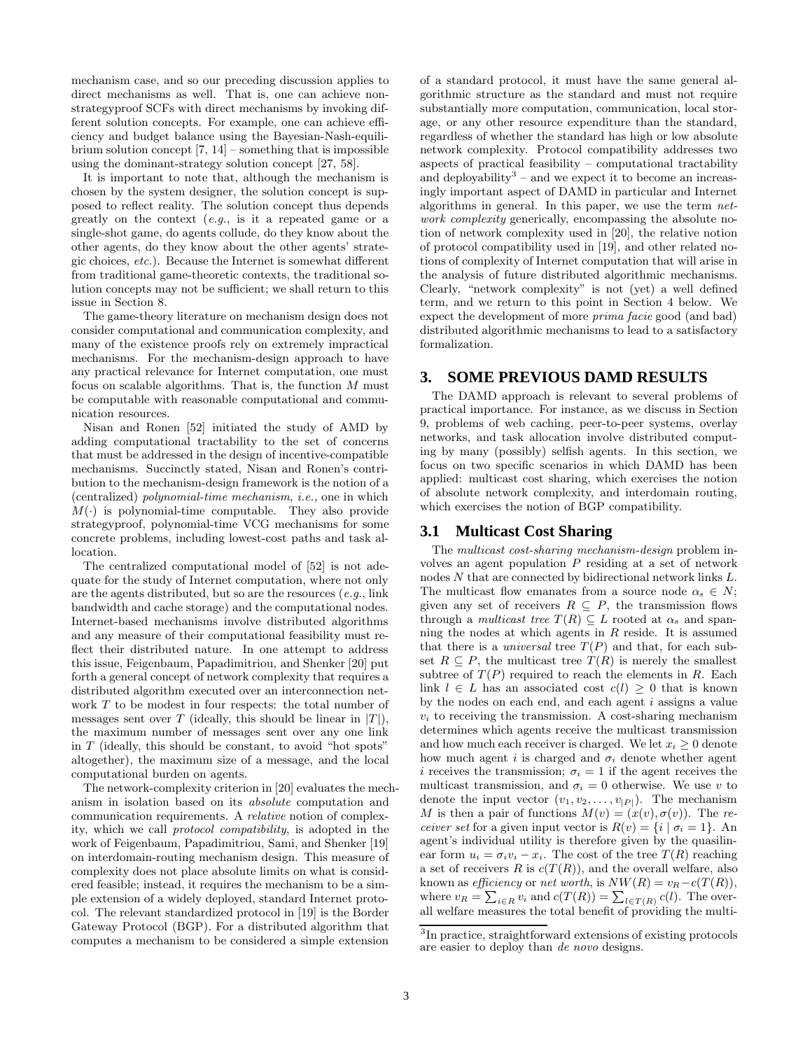mechanism case, and so our preceding discussion applies to direct mechanisms as well. That is, one can achieve non-strategyproof SCFs with direct mechanisms by invoking different solution concepts. For example, one can achieve efficiency and budget balance using the Bayesian-Nash-equilibrium solution concept [7, 14] – something that is impossible using the dominant-strategy solution concept [27, 58].

It is important to note that, although the mechanism is chosen by the system designer, the solution concept is supposed to reflect reality. The solution concept thus depends greatly on the context (*e.g.*, is it a repeated game or a single-shot game, do agents collude, do they know about the other agents, do they know about the other agents' strategic choices, *etc.*). Because the Internet is somewhat different from traditional game-theoretic contexts, the traditional solution concepts may not be sufficient; we shall return to this issue in Section 8.

The game-theory literature on mechanism design does not consider computational and communication complexity, and many of the existence proofs rely on extremely impractical mechanisms. For the mechanism-design approach to have any practical relevance for Internet computation, one must focus on scalable algorithms. That is, the function $M$ must be computable with reasonable computational and communication resources.

Nisan and Ronen [52] initiated the study of AMD by adding computational tractability to the set of concerns that must be addressed in the design of incentive-compatible mechanisms. Succinctly stated, Nisan and Ronen's contribution to the mechanism-design framework is the notion of a (centralized) *polynomial-time mechanism*, *i.e.,* one in which $M(\cdot)$ is polynomial-time computable. They also provide strategyproof, polynomial-time VCG mechanisms for some concrete problems, including lowest-cost paths and task allocation.

The centralized computational model of [52] is not adequate for the study of Internet computation, where not only are the agents distributed, but so are the resources (*e.g.*, link bandwidth and cache storage) and the computational nodes. Internet-based mechanisms involve distributed algorithms and any measure of their computational feasibility must reflect their distributed nature. In one attempt to address this issue, Feigenbaum, Papadimitriou, and Shenker [20] put forth a general concept of network complexity that requires a distributed algorithm executed over an interconnection network $T$ to be modest in four respects: the total number of messages sent over $T$ (ideally, this should be linear in $|T|$), the maximum number of messages sent over any one link in $T$ (ideally, this should be constant, to avoid "hot spots" altogether), the maximum size of a message, and the local computational burden on agents.

The network-complexity criterion in [20] evaluates the mechanism in isolation based on its *absolute* computation and communication requirements. A *relative* notion of complexity, which we call *protocol compatibility*, is adopted in the work of Feigenbaum, Papadimitriou, Sami, and Shenker [19] on interdomain-routing mechanism design. This measure of complexity does not place absolute limits on what is considered feasible; instead, it requires the mechanism to be a simple extension of a widely deployed, standard Internet protocol. The relevant standardized protocol in [19] is the Border Gateway Protocol (BGP). For a distributed algorithm that computes a mechanism to be considered a simple extension of a standard protocol, it must have the same general algorithmic structure as the standard and must not require substantially more computation, communication, local storage, or any other resource expenditure than the standard, regardless of whether the standard has high or low absolute network complexity. Protocol compatibility addresses two aspects of practical feasibility – computational tractability and deployability[3] – and we expect it to become an increasingly important aspect of DAMD in particular and Internet algorithms in general. In this paper, we use the term *network complexity* generically, encompassing the absolute notion of network complexity used in [20], the relative notion of protocol compatibility used in [19], and other related notions of complexity of Internet computation that will arise in the analysis of future distributed algorithmic mechanisms. Clearly, "network complexity" is not (yet) a well defined term, and we return to this point in Section 4 below. We expect the development of more *prima facie* good (and bad) distributed algorithmic mechanisms to lead to a satisfactory formalization.

## 3. SOME PREVIOUS DAMD RESULTS

The DAMD approach is relevant to several problems of practical importance. For instance, as we discuss in Section 9, problems of web caching, peer-to-peer systems, overlay networks, and task allocation involve distributed computing by many (possibly) selfish agents. In this section, we focus on two specific scenarios in which DAMD has been applied: multicast cost sharing, which exercises the notion of absolute network complexity, and interdomain routing, which exercises the notion of BGP compatibility.

### 3.1 Multicast Cost Sharing

The *multicast cost-sharing mechanism-design* problem involves an agent population $P$ residing at a set of network nodes $N$ that are connected by bidirectional network links $L$. The multicast flow emanates from a source node $\alpha_s \in N$; given any set of receivers $R \subseteq P$, the transmission flows through a *multicast tree* $T(R) \subseteq L$ rooted at $\alpha_s$ and spanning the nodes at which agents in $R$ reside. It is assumed that there is a *universal* tree $T(P)$ and that, for each subset $R \subseteq P$, the multicast tree $T(R)$ is merely the smallest subtree of $T(P)$ required to reach the elements in $R$. Each link $l \in L$ has an associated cost $c(l) \geq 0$ that is known by the nodes on each end, and each agent $i$ assigns a value $v_i$ to receiving the transmission. A cost-sharing mechanism determines which agents receive the multicast transmission and how much each receiver is charged. We let $x_i \geq 0$ denote how much agent $i$ is charged and $\sigma_i$ denote whether agent $i$ receives the transmission; $\sigma_i = 1$ if the agent receives the multicast transmission, and $\sigma_i = 0$ otherwise. We use $v$ to denote the input vector $(v_1, v_2, \ldots, v_{|P|})$. The mechanism $M$ is then a pair of functions $M(v) = (x(v), \sigma(v))$. The *receiver set* for a given input vector is $R(v) = \{i \mid \sigma_i = 1\}$. An agent's individual utility is therefore given by the quasilinear form $u_i = \sigma_i v_i - x_i$. The cost of the tree $T(R)$ reaching a set of receivers $R$ is $c(T(R))$, and the overall welfare, also known as *efficiency* or *net worth*, is $NW(R) = v_R - c(T(R))$, where $v_R = \sum_{i \in R} v_i$ and $c(T(R)) = \sum_{l \in T(R)} c(l)$. The overall welfare measures the total benefit of providing the multi-

[3]In practice, straightforward extensions of existing protocols are easier to deploy than *de novo* designs.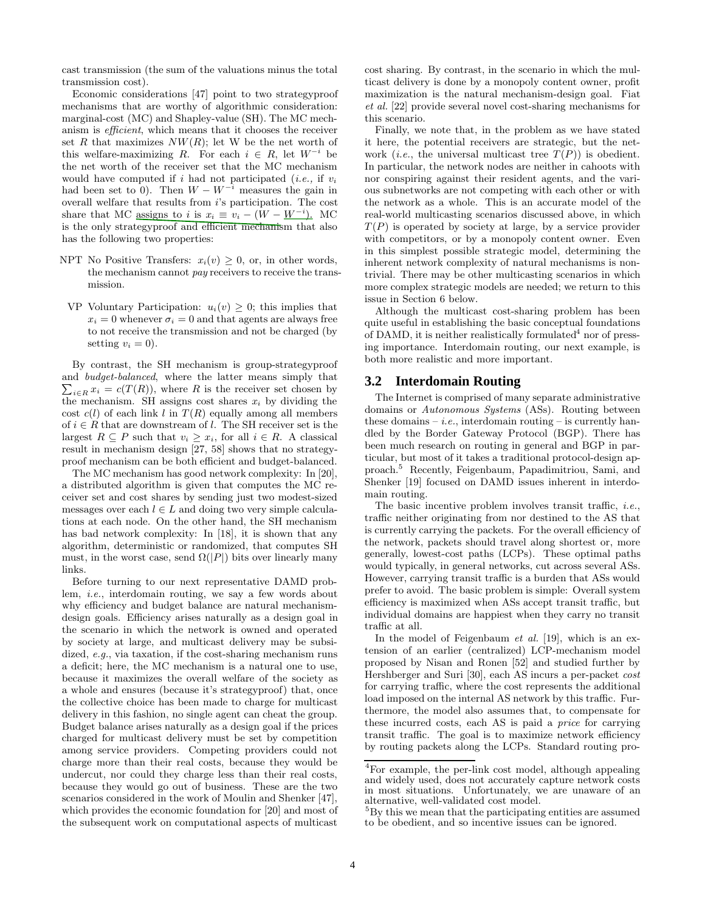cast transmission (the sum of the valuations minus the total transmission cost).

Economic considerations [47] point to two strategyproof mechanisms that are worthy of algorithmic consideration: marginal-cost (MC) and Shapley-value (SH). The MC mechanism is *efficient*, which means that it chooses the receiver set $R$ that maximizes $NW(R)$; let W be the net worth of this welfare-maximizing $R$. For each $i \in R$, let $W^{-i}$ be the net worth of the receiver set that the MC mechanism would have computed if $i$ had not participated (*i.e.,* if $v_i$ had been set to 0). Then $W - W^{-i}$ measures the gain in overall welfare that results from $i$'s participation. The cost share that MC assigns to $i$ is $x_i \equiv v_i - (W - W^{-i})$. MC is the only strategyproof and efficient mechanism that also has the following two properties:

- NPT No Positive Transfers: $x_i(v) \geq 0$, or, in other words, the mechanism cannot *pay* receivers to receive the transmission.
- VP Voluntary Participation: $u_i(v) \geq 0$; this implies that $x_i = 0$ whenever $\sigma_i = 0$ and that agents are always free to not receive the transmission and not be charged (by setting $v_i = 0$).

By contrast, the SH mechanism is group-strategyproof and *budget-balanced*, where the latter means simply that $\sum_{i \in R} x_i = c(T(R))$, where $R$ is the receiver set chosen by the mechanism. SH assigns cost shares $x_i$ by dividing the cost $c(l)$ of each link $l$ in $T(R)$ equally among all members of $i \in R$ that are downstream of $l$. The SH receiver set is the largest $R \subseteq P$ such that $v_i \geq x_i$, for all $i \in R$. A classical result in mechanism design [27, 58] shows that no strategyproof mechanism can be both efficient and budget-balanced.

The MC mechanism has good network complexity: In [20], a distributed algorithm is given that computes the MC receiver set and cost shares by sending just two modest-sized messages over each $l \in L$ and doing two very simple calculations at each node. On the other hand, the SH mechanism has bad network complexity: In [18], it is shown that any algorithm, deterministic or randomized, that computes SH must, in the worst case, send $\Omega(|P|)$ bits over linearly many links.

Before turning to our next representative DAMD problem, *i.e.*, interdomain routing, we say a few words about why efficiency and budget balance are natural mechanism-design goals. Efficiency arises naturally as a design goal in the scenario in which the network is owned and operated by society at large, and multicast delivery may be subsidized, *e.g.*, via taxation, if the cost-sharing mechanism runs a deficit; here, the MC mechanism is a natural one to use, because it maximizes the overall welfare of the society as a whole and ensures (because it's strategyproof) that, once the collective choice has been made to charge for multicast delivery in this fashion, no single agent can cheat the group. Budget balance arises naturally as a design goal if the prices charged for multicast delivery must be set by competition among service providers. Competing providers could not charge more than their real costs, because they would be undercut, nor could they charge less than their real costs, because they would go out of business. These are the two scenarios considered in the work of Moulin and Shenker [47], which provides the economic foundation for [20] and most of the subsequent work on computational aspects of multicast cost sharing. By contrast, in the scenario in which the multicast delivery is done by a monopoly content owner, profit maximization is the natural mechanism-design goal. Fiat *et al.* [22] provide several novel cost-sharing mechanisms for this scenario.

Finally, we note that, in the problem as we have stated it here, the potential receivers are strategic, but the network (*i.e.*, the universal multicast tree $T(P)$) is obedient. In particular, the network nodes are neither in cahoots with nor conspiring against their resident agents, and the various subnetworks are not competing with each other or with the network as a whole. This is an accurate model of the real-world multicasting scenarios discussed above, in which $T(P)$ is operated by society at large, by a service provider with competitors, or by a monopoly content owner. Even in this simplest possible strategic model, determining the inherent network complexity of natural mechanisms is non-trivial. There may be other multicasting scenarios in which more complex strategic models are needed; we return to this issue in Section 6 below.

Although the multicast cost-sharing problem has been quite useful in establishing the basic conceptual foundations of DAMD, it is neither realistically formulated[4] nor of pressing importance. Interdomain routing, our next example, is both more realistic and more important.

## 3.2 Interdomain Routing

The Internet is comprised of many separate administrative domains or *Autonomous Systems* (ASs). Routing between these domains – *i.e.*, interdomain routing – is currently handled by the Border Gateway Protocol (BGP). There has been much research on routing in general and BGP in particular, but most of it takes a traditional protocol-design approach.[5] Recently, Feigenbaum, Papadimitriou, Sami, and Shenker [19] focused on DAMD issues inherent in interdomain routing.

The basic incentive problem involves transit traffic, *i.e.*, traffic neither originating from nor destined to the AS that is currently carrying the packets. For the overall efficiency of the network, packets should travel along shortest or, more generally, lowest-cost paths (LCPs). These optimal paths would typically, in general networks, cut across several ASs. However, carrying transit traffic is a burden that ASs would prefer to avoid. The basic problem is simple: Overall system efficiency is maximized when ASs accept transit traffic, but individual domains are happiest when they carry no transit traffic at all.

In the model of Feigenbaum *et al.* [19], which is an extension of an earlier (centralized) LCP-mechanism model proposed by Nisan and Ronen [52] and studied further by Hershberger and Suri [30], each AS incurs a per-packet *cost* for carrying traffic, where the cost represents the additional load imposed on the internal AS network by this traffic. Furthermore, the model also assumes that, to compensate for these incurred costs, each AS is paid a *price* for carrying transit traffic. The goal is to maximize network efficiency by routing packets along the LCPs. Standard routing pro-

[4] For example, the per-link cost model, although appealing and widely used, does not accurately capture network costs in most situations. Unfortunately, we are unaware of an alternative, well-validated cost model.

[5] By this we mean that the participating entities are assumed to be obedient, and so incentive issues can be ignored.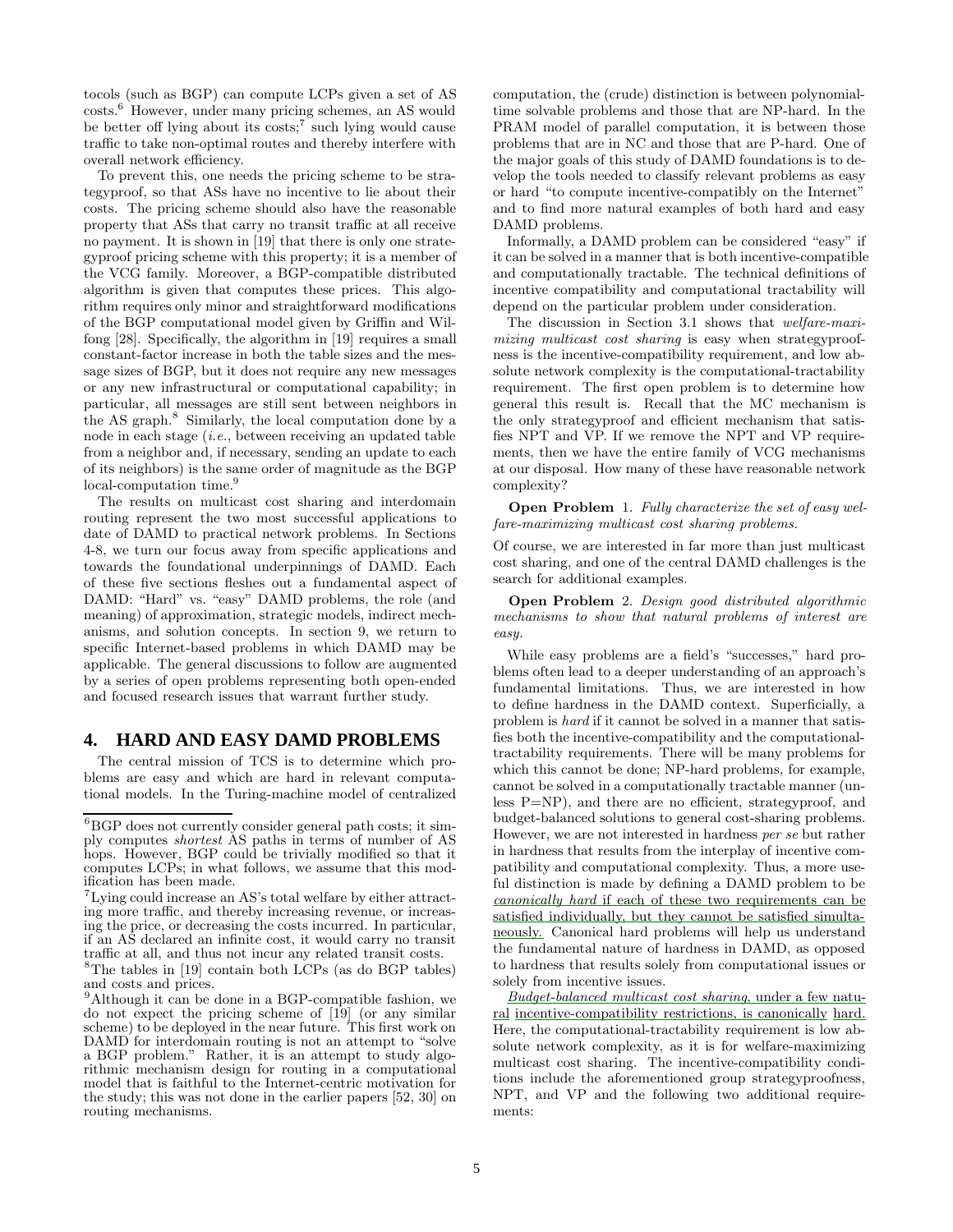tocols (such as BGP) can compute LCPs given a set of AS costs.[6] However, under many pricing schemes, an AS would be better off lying about its costs;[7] such lying would cause traffic to take non-optimal routes and thereby interfere with overall network efficiency.

To prevent this, one needs the pricing scheme to be strategyproof, so that ASs have no incentive to lie about their costs. The pricing scheme should also have the reasonable property that ASs that carry no transit traffic at all receive no payment. It is shown in [19] that there is only one strategyproof pricing scheme with this property; it is a member of the VCG family. Moreover, a BGP-compatible distributed algorithm is given that computes these prices. This algorithm requires only minor and straightforward modifications of the BGP computational model given by Griffin and Wilfong [28]. Specifically, the algorithm in [19] requires a small constant-factor increase in both the table sizes and the message sizes of BGP, but it does not require any new messages or any new infrastructural or computational capability; in particular, all messages are still sent between neighbors in the AS graph.[8] Similarly, the local computation done by a node in each stage (*i.e.*, between receiving an updated table from a neighbor and, if necessary, sending an update to each of its neighbors) is the same order of magnitude as the BGP local-computation time.[9]

The results on multicast cost sharing and interdomain routing represent the two most successful applications to date of DAMD to practical network problems. In Sections 4-8, we turn our focus away from specific applications and towards the foundational underpinnings of DAMD. Each of these five sections fleshes out a fundamental aspect of DAMD: "Hard" vs. "easy" DAMD problems, the role (and meaning) of approximation, strategic models, indirect mechanisms, and solution concepts. In section 9, we return to specific Internet-based problems in which DAMD may be applicable. The general discussions to follow are augmented by a series of open problems representing both open-ended and focused research issues that warrant further study.

## 4. HARD AND EASY DAMD PROBLEMS

The central mission of TCS is to determine which problems are easy and which are hard in relevant computational models. In the Turing-machine model of centralized computation, the (crude) distinction is between polynomial-time solvable problems and those that are NP-hard. In the PRAM model of parallel computation, it is between those problems that are in NC and those that are P-hard. One of the major goals of this study of DAMD foundations is to develop the tools needed to classify relevant problems as easy or hard "to compute incentive-compatibly on the Internet" and to find more natural examples of both hard and easy DAMD problems.

Informally, a DAMD problem can be considered "easy" if it can be solved in a manner that is both incentive-compatible and computationally tractable. The technical definitions of incentive compatibility and computational tractability will depend on the particular problem under consideration.

The discussion in Section 3.1 shows that *welfare-maximizing multicast cost sharing* is easy when strategyproofness is the incentive-compatibility requirement, and low absolute network complexity is the computational-tractability requirement. The first open problem is to determine how general this result is. Recall that the MC mechanism is the only strategyproof and efficient mechanism that satisfies NPT and VP. If we remove the NPT and VP requirements, then we have the entire family of VCG mechanisms at our disposal. How many of these have reasonable network complexity?

**Open Problem** 1. *Fully characterize the set of easy welfare-maximizing multicast cost sharing problems.*

Of course, we are interested in far more than just multicast cost sharing, and one of the central DAMD challenges is the search for additional examples.

**Open Problem** 2. *Design good distributed algorithmic mechanisms to show that natural problems of interest are easy.*

While easy problems are a field's "successes," hard problems often lead to a deeper understanding of an approach's fundamental limitations. Thus, we are interested in how to define hardness in the DAMD context. Superficially, a problem is *hard* if it cannot be solved in a manner that satisfies both the incentive-compatibility and the computational-tractability requirements. There will be many problems for which this cannot be done; NP-hard problems, for example, cannot be solved in a computationally tractable manner (unless P=NP), and there are no efficient, strategyproof, and budget-balanced solutions to general cost-sharing problems. However, we are not interested in hardness *per se* but rather in hardness that results from the interplay of incentive compatibility and computational complexity. Thus, a more useful distinction is made by defining a DAMD problem to be *canonically hard* if each of these two requirements can be satisfied individually, but they cannot be satisfied simultaneously. Canonical hard problems will help us understand the fundamental nature of hardness in DAMD, as opposed to hardness that results solely from computational issues or solely from incentive issues.

*Budget-balanced multicast cost sharing*, under a few natural incentive-compatibility restrictions, is canonically hard. Here, the computational-tractability requirement is low absolute network complexity, as it is for welfare-maximizing multicast cost sharing. The incentive-compatibility conditions include the aforementioned group strategyproofness, NPT, and VP and the following two additional requirements:

---

[6] BGP does not currently consider general path costs; it simply computes *shortest* AS paths in terms of number of AS hops. However, BGP could be trivially modified so that it computes LCPs; in what follows, we assume that this modification has been made.

[7] Lying could increase an AS's total welfare by either attracting more traffic, and thereby increasing revenue, or increasing the price, or decreasing the costs incurred. In particular, if an AS declared an infinite cost, it would carry no transit traffic at all, and thus not incur any related transit costs.

[8] The tables in [19] contain both LCPs (as do BGP tables) and costs and prices.

[9] Although it can be done in a BGP-compatible fashion, we do not expect the pricing scheme of [19] (or any similar scheme) to be deployed in the near future. This first work on DAMD for interdomain routing is not an attempt to "solve a BGP problem." Rather, it is an attempt to study algorithmic mechanism design for routing in a computational model that is faithful to the Internet-centric motivation for the study; this was not done in the earlier papers [52, 30] on routing mechanisms.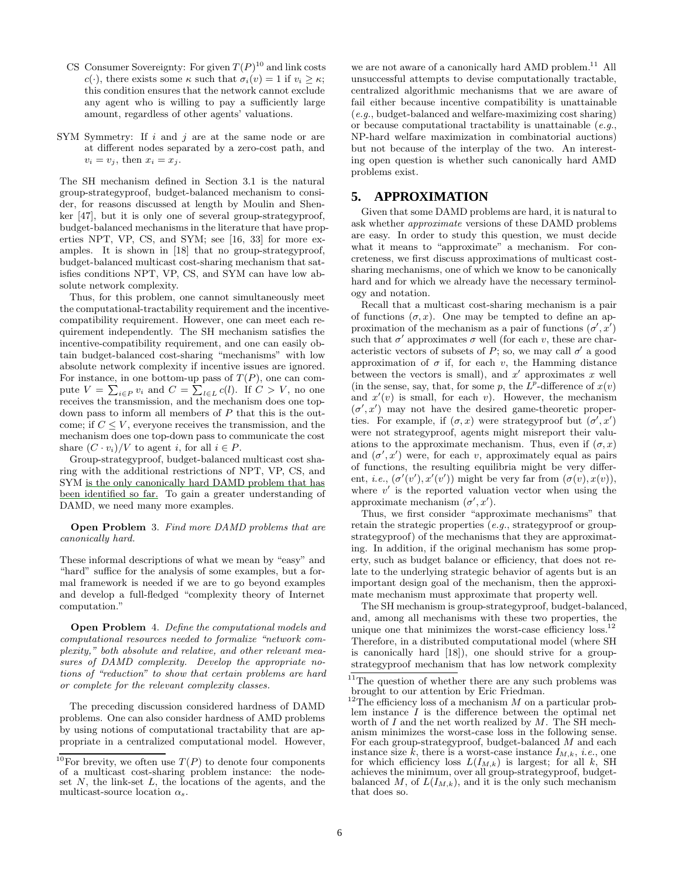CS Consumer Sovereignty: For given $T(P)$[10] and link costs $c(\cdot)$, there exists some $\kappa$ such that $\sigma_i(v) = 1$ if $v_i \geq \kappa$; this condition ensures that the network cannot exclude any agent who is willing to pay a sufficiently large amount, regardless of other agents' valuations.

SYM Symmetry: If $i$ and $j$ are at the same node or are at different nodes separated by a zero-cost path, and $v_i = v_j$, then $x_i = x_j$.

The SH mechanism defined in Section 3.1 is the natural group-strategyproof, budget-balanced mechanism to consider, for reasons discussed at length by Moulin and Shenker [47], but it is only one of several group-strategyproof, budget-balanced mechanisms in the literature that have properties NPT, VP, CS, and SYM; see [16, 33] for more examples. It is shown in [18] that no group-strategyproof, budget-balanced multicast cost-sharing mechanism that satisfies conditions NPT, VP, CS, and SYM can have low absolute network complexity.

Thus, for this problem, one cannot simultaneously meet the computational-tractability requirement and the incentive-compatibility requirement. However, one can meet each requirement independently. The SH mechanism satisfies the incentive-compatibility requirement, and one can easily obtain budget-balanced cost-sharing "mechanisms" with low absolute network complexity if incentive issues are ignored. For instance, in one bottom-up pass of $T(P)$, one can compute $V = \sum_{i \in P} v_i$ and $C = \sum_{l \in L} c(l)$. If $C > V$, no one receives the transmission, and the mechanism does one top-down pass to inform all members of $P$ that this is the outcome; if $C \leq V$, everyone receives the transmission, and the mechanism does one top-down pass to communicate the cost share $(C \cdot v_i)/V$ to agent $i$, for all $i \in P$.

Group-strategyproof, budget-balanced multicast cost sharing with the additional restrictions of NPT, VP, CS, and SYM is the only canonically hard DAMD problem that has been identified so far. To gain a greater understanding of DAMD, we need many more examples.

**Open Problem** 3. *Find more DAMD problems that are canonically hard.*

These informal descriptions of what we mean by "easy" and "hard" suffice for the analysis of some examples, but a formal framework is needed if we are to go beyond examples and develop a full-fledged "complexity theory of Internet computation."

**Open Problem** 4. *Define the computational models and computational resources needed to formalize "network complexity," both absolute and relative, and other relevant measures of DAMD complexity. Develop the appropriate notions of "reduction" to show that certain problems are hard or complete for the relevant complexity classes.*

The preceding discussion considered hardness of DAMD problems. One can also consider hardness of AMD problems by using notions of computational tractability that are appropriate in a centralized computational model. However, we are not aware of a canonically hard AMD problem.[11] All unsuccessful attempts to devise computationally tractable, centralized algorithmic mechanisms that we are aware of fail either because incentive compatibility is unattainable (*e.g.*, budget-balanced and welfare-maximizing cost sharing) or because computational tractability is unattainable (*e.g.*, NP-hard welfare maximization in combinatorial auctions) but not because of the interplay of the two. An interesting open question is whether such canonically hard AMD problems exist.

## 5. APPROXIMATION

Given that some DAMD problems are hard, it is natural to ask whether *approximate* versions of these DAMD problems are easy. In order to study this question, we must decide what it means to "approximate" a mechanism. For concreteness, we first discuss approximations of multicast cost-sharing mechanisms, one of which we know to be canonically hard and for which we already have the necessary terminology and notation.

Recall that a multicast cost-sharing mechanism is a pair of functions $(\sigma, x)$. One may be tempted to define an approximation of the mechanism as a pair of functions $(\sigma', x')$ such that $\sigma'$ approximates $\sigma$ well (for each $v$, these are characteristic vectors of subsets of $P$; so, we may call $\sigma'$ a good approximation of $\sigma$ if, for each $v$, the Hamming distance between the vectors is small), and $x'$ approximates $x$ well (in the sense, say, that, for some $p$, the $L^p$-difference of $x(v)$ and $x'(v)$ is small, for each $v$). However, the mechanism $(\sigma', x')$ may not have the desired game-theoretic properties. For example, if $(\sigma, x)$ were strategyproof but $(\sigma', x')$ were not strategyproof, agents might misreport their valuations to the approximate mechanism. Thus, even if $(\sigma, x)$ and $(\sigma', x')$ were, for each $v$, approximately equal as pairs of functions, the resulting equilibria might be very different, *i.e.*, $(\sigma'(v'), x'(v'))$ might be very far from $(\sigma(v), x(v))$, where $v'$ is the reported valuation vector when using the approximate mechanism $(\sigma', x')$.

Thus, we first consider "approximate mechanisms" that retain the strategic properties (*e.g.*, strategyproof or group-strategyproof) of the mechanisms that they are approximating. In addition, if the original mechanism has some property, such as budget balance or efficiency, that does not relate to the underlying strategic behavior of agents but is an important design goal of the mechanism, then the approximate mechanism must approximate that property well.

The SH mechanism is group-strategyproof, budget-balanced, and, among all mechanisms with these two properties, the unique one that minimizes the worst-case efficiency loss.[12] Therefore, in a distributed computational model (where SH is canonically hard [18]), one should strive for a group-strategyproof mechanism that has low network complexity

[10] For brevity, we often use $T(P)$ to denote four components of a multicast cost-sharing problem instance: the node-set $N$, the link-set $L$, the locations of the agents, and the multicast-source location $\alpha_s$.

[11] The question of whether there are any such problems was brought to our attention by Eric Friedman.

[12] The efficiency loss of a mechanism $M$ on a particular problem instance $I$ is the difference between the optimal net worth of $I$ and the net worth realized by $M$. The SH mechanism minimizes the worst-case loss in the following sense. For each group-strategyproof, budget-balanced $M$ and each instance size $k$, there is a worst-case instance $I_{M,k}$, *i.e.*, one for which efficiency loss $L(I_{M,k})$ is largest; for all $k$, SH achieves the minimum, over all group-strategyproof, budget-balanced $M$, of $L(I_{M,k})$, and it is the only such mechanism that does so.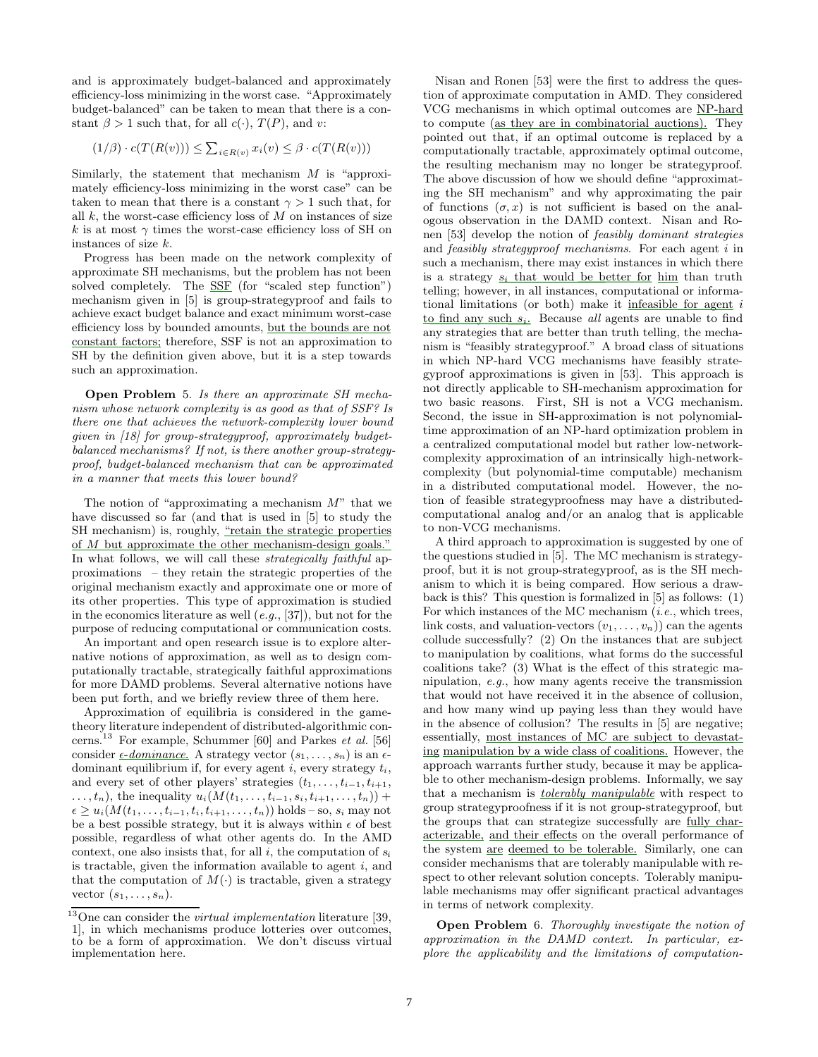and is approximately budget-balanced and approximately efficiency-loss minimizing in the worst case. "Approximately budget-balanced" can be taken to mean that there is a constant $\beta > 1$ such that, for all $c(\cdot)$, $T(P)$, and $v$:

$$(1/\beta) \cdot c(T(R(v))) \leq \sum_{i \in R(v)} x_i(v) \leq \beta \cdot c(T(R(v)))$$

Similarly, the statement that mechanism $M$ is "approximately efficiency-loss minimizing in the worst case" can be taken to mean that there is a constant $\gamma > 1$ such that, for all $k$, the worst-case efficiency loss of $M$ on instances of size $k$ is at most $\gamma$ times the worst-case efficiency loss of SH on instances of size $k$.

Progress has been made on the network complexity of approximate SH mechanisms, but the problem has not been solved completely. The SSF (for "scaled step function") mechanism given in [5] is group-strategyproof and fails to achieve exact budget balance and exact minimum worst-case efficiency loss by bounded amounts, but the bounds are not constant factors; therefore, SSF is not an approximation to SH by the definition given above, but it is a step towards such an approximation.

**Open Problem** 5. *Is there an approximate SH mechanism whose network complexity is as good as that of SSF? Is there one that achieves the network-complexity lower bound given in [18] for group-strategyproof, approximately budget-balanced mechanisms? If not, is there another group-strategyproof, budget-balanced mechanism that can be approximated in a manner that meets this lower bound?*

The notion of "approximating a mechanism $M$" that we have discussed so far (and that is used in [5] to study the SH mechanism) is, roughly, "retain the strategic properties of $M$ but approximate the other mechanism-design goals." In what follows, we will call these *strategically faithful* approximations – they retain the strategic properties of the original mechanism exactly and approximate one or more of its other properties. This type of approximation is studied in the economics literature as well (*e.g.*, [37]), but not for the purpose of reducing computational or communication costs.

An important and open research issue is to explore alternative notions of approximation, as well as to design computationally tractable, strategically faithful approximations for more DAMD problems. Several alternative notions have been put forth, and we briefly review three of them here.

Approximation of equilibria is considered in the game-theory literature independent of distributed-algorithmic concerns.[13] For example, Schummer [60] and Parkes *et al.* [56] consider *$\epsilon$-dominance.* A strategy vector $(s_1, \ldots, s_n)$ is an $\epsilon$-dominant equilibrium if, for every agent $i$, every strategy $t_i$, and every set of other players' strategies $(t_1, \ldots, t_{i-1}, t_{i+1}, \ldots, t_n)$, the inequality $u_i(M(t_1, \ldots, t_{i-1}, s_i, t_{i+1}, \ldots, t_n)) + \epsilon \geq u_i(M(t_1, \ldots, t_{i-1}, t_i, t_{i+1}, \ldots, t_n))$ holds – so, $s_i$ may not be a best possible strategy, but it is always within $\epsilon$ of best possible, regardless of what other agents do. In the AMD context, one also insists that, for all $i$, the computation of $s_i$ is tractable, given the information available to agent $i$, and that the computation of $M(\cdot)$ is tractable, given a strategy vector $(s_1, \ldots, s_n)$.

[13] One can consider the *virtual implementation* literature [39, 1], in which mechanisms produce lotteries over outcomes, to be a form of approximation. We don't discuss virtual implementation here.

Nisan and Ronen [53] were the first to address the question of approximate computation in AMD. They considered VCG mechanisms in which optimal outcomes are NP-hard to compute (as they are in combinatorial auctions). They pointed out that, if an optimal outcome is replaced by a computationally tractable, approximately optimal outcome, the resulting mechanism may no longer be strategyproof. The above discussion of how we should define "approximating the SH mechanism" and why approximating the pair of functions $(\sigma, x)$ is not sufficient is based on the analogous observation in the DAMD context. Nisan and Ronen [53] develop the notion of *feasibly dominant strategies* and *feasibly strategyproof mechanisms*. For each agent $i$ in such a mechanism, there may exist instances in which there is a strategy $s_i$ that would be better for him than truth telling; however, in all instances, computational or informational limitations (or both) make it infeasible for agent $i$ to find any such $s_i$. Because *all* agents are unable to find any strategies that are better than truth telling, the mechanism is "feasibly strategyproof." A broad class of situations in which NP-hard VCG mechanisms have feasibly strategyproof approximations is given in [53]. This approach is not directly applicable to SH-mechanism approximation for two basic reasons. First, SH is not a VCG mechanism. Second, the issue in SH-approximation is not polynomial-time approximation of an NP-hard optimization problem in a centralized computational model but rather low-network-complexity approximation of an intrinsically high-network-complexity (but polynomial-time computable) mechanism in a distributed computational model. However, the notion of feasible strategyproofness may have a distributed-computational analog and/or an analog that is applicable to non-VCG mechanisms.

A third approach to approximation is suggested by one of the questions studied in [5]. The MC mechanism is strategyproof, but it is not group-strategyproof, as is the SH mechanism to which it is being compared. How serious a drawback is this? This question is formalized in [5] as follows: (1) For which instances of the MC mechanism (*i.e.*, which trees, link costs, and valuation-vectors $(v_1, \ldots, v_n)$) can the agents collude successfully? (2) On the instances that are subject to manipulation by coalitions, what forms do the successful coalitions take? (3) What is the effect of this strategic manipulation, *e.g.*, how many agents receive the transmission that would not have received it in the absence of collusion, and how many wind up paying less than they would have in the absence of collusion? The results in [5] are negative; essentially, most instances of MC are subject to devastating manipulation by a wide class of coalitions. However, the approach warrants further study, because it may be applicable to other mechanism-design problems. Informally, we say that a mechanism is *tolerably manipulable* with respect to group strategyproofness if it is not group-strategyproof, but the groups that can strategize successfully are fully characterizable, and their effects on the overall performance of the system are deemed to be tolerable. Similarly, one can consider mechanisms that are tolerably manipulable with respect to other relevant solution concepts. Tolerably manipulable mechanisms may offer significant practical advantages in terms of network complexity.

**Open Problem** 6. *Thoroughly investigate the notion of approximation in the DAMD context. In particular, explore the applicability and the limitations of computation-*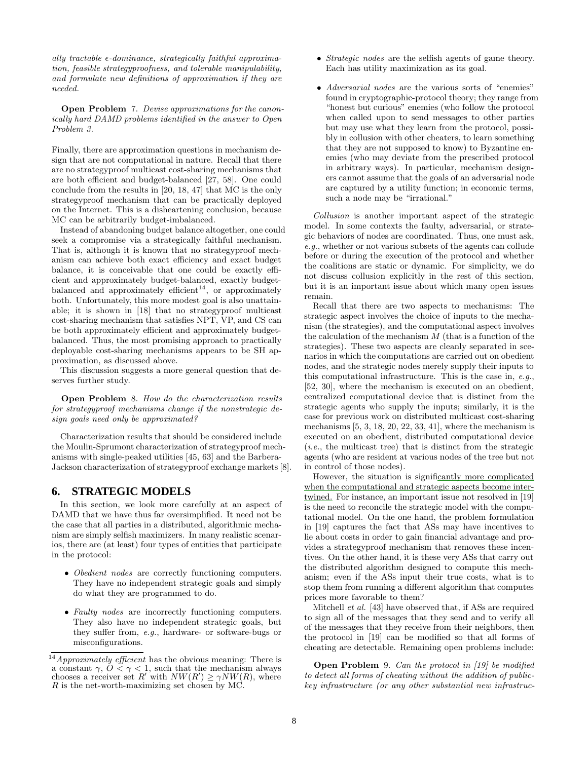*ally tractable $\epsilon$-dominance, strategically faithful approximation, feasible strategyproofness, and tolerable manipulability, and formulate new definitions of approximation if they are needed.*

**Open Problem** 7. *Devise approximations for the canonically hard DAMD problems identified in the answer to Open Problem 3.*

Finally, there are approximation questions in mechanism design that are not computational in nature. Recall that there are no strategyproof multicast cost-sharing mechanisms that are both efficient and budget-balanced [27, 58]. One could conclude from the results in [20, 18, 47] that MC is the only strategyproof mechanism that can be practically deployed on the Internet. This is a disheartening conclusion, because MC can be arbitrarily budget-imbalanced.

Instead of abandoning budget balance altogether, one could seek a compromise via a strategically faithful mechanism. That is, although it is known that no strategyproof mechanism can achieve both exact efficiency and exact budget balance, it is conceivable that one could be exactly efficient and approximately budget-balanced, exactly budget-balanced and approximately efficient[14], or approximately both. Unfortunately, this more modest goal is also unattainable; it is shown in [18] that no strategyproof multicast cost-sharing mechanism that satisfies NPT, VP, and CS can be both approximately efficient and approximately budget-balanced. Thus, the most promising approach to practically deployable cost-sharing mechanisms appears to be SH approximation, as discussed above.

This discussion suggests a more general question that deserves further study.

**Open Problem** 8. *How do the characterization results for strategyproof mechanisms change if the nonstrategic design goals need only be approximated?*

Characterization results that should be considered include the Moulin-Sprumont characterization of strategyproof mechanisms with single-peaked utilities [45, 63] and the Barbera-Jackson characterization of strategyproof exchange markets [8].

## 6. STRATEGIC MODELS

In this section, we look more carefully at an aspect of DAMD that we have thus far oversimplified. It need not be the case that all parties in a distributed, algorithmic mechanism are simply selfish maximizers. In many realistic scenarios, there are (at least) four types of entities that participate in the protocol:

- *Obedient nodes* are correctly functioning computers. They have no independent strategic goals and simply do what they are programmed to do.
- *Faulty nodes* are incorrectly functioning computers. They also have no independent strategic goals, but they suffer from, *e.g.*, hardware- or software-bugs or misconfigurations.
- *Strategic nodes* are the selfish agents of game theory. Each has utility maximization as its goal.
- *Adversarial nodes* are the various sorts of "enemies" found in cryptographic-protocol theory; they range from "honest but curious" enemies (who follow the protocol when called upon to send messages to other parties but may use what they learn from the protocol, possibly in collusion with other cheaters, to learn something that they are not supposed to know) to Byzantine enemies (who may deviate from the prescribed protocol in arbitrary ways). In particular, mechanism designers cannot assume that the goals of an adversarial node are captured by a utility function; in economic terms, such a node may be "irrational."

*Collusion* is another important aspect of the strategic model. In some contexts the faulty, adversarial, or strategic behaviors of nodes are coordinated. Thus, one must ask, *e.g.*, whether or not various subsets of the agents can collude before or during the execution of the protocol and whether the coalitions are static or dynamic. For simplicity, we do not discuss collusion explicitly in the rest of this section, but it is an important issue about which many open issues remain.

Recall that there are two aspects to mechanisms: The strategic aspect involves the choice of inputs to the mechanism (the strategies), and the computational aspect involves the calculation of the mechanism $M$ (that is a function of the strategies). These two aspects are cleanly separated in scenarios in which the computations are carried out on obedient nodes, and the strategic nodes merely supply their inputs to this computational infrastructure. This is the case in, *e.g.*, [52, 30], where the mechanism is executed on an obedient, centralized computational device that is distinct from the strategic agents who supply the inputs; similarly, it is the case for previous work on distributed multicast cost-sharing mechanisms [5, 3, 18, 20, 22, 33, 41], where the mechanism is executed on an obedient, distributed computational device (*i.e.*, the multicast tree) that is distinct from the strategic agents (who are resident at various nodes of the tree but not in control of those nodes).

However, the situation is significantly more complicated when the computational and strategic aspects become intertwined. For instance, an important issue not resolved in [19] is the need to reconcile the strategic model with the computational model. On the one hand, the problem formulation in [19] captures the fact that ASs may have incentives to lie about costs in order to gain financial advantage and provides a strategyproof mechanism that removes these incentives. On the other hand, it is these very ASs that carry out the distributed algorithm designed to compute this mechanism; even if the ASs input their true costs, what is to stop them from running a different algorithm that computes prices more favorable to them?

Mitchell *et al.* [43] have observed that, if ASs are required to sign all of the messages that they send and to verify all of the messages that they receive from their neighbors, then the protocol in [19] can be modified so that all forms of cheating are detectable. Remaining open problems include:

**Open Problem** 9. *Can the protocol in [19] be modified to detect all forms of cheating without the addition of public-key infrastructure (or any other substantial new infrastruc-*

[14] *Approximately efficient* has the obvious meaning: There is a constant $\gamma$, $0 < \gamma < 1$, such that the mechanism always chooses a receiver set $R'$ with $NW(R') \geq \gamma NW(R)$, where $R$ is the net-worth-maximizing set chosen by MC.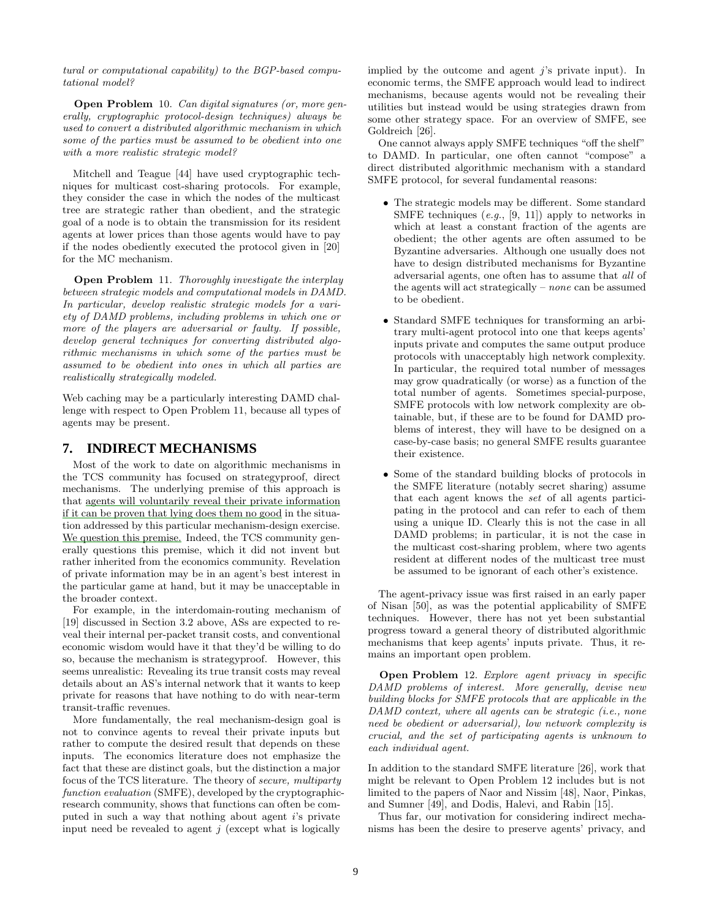*tural or computational capability) to the BGP-based computational model?*

**Open Problem** 10. *Can digital signatures (or, more generally, cryptographic protocol-design techniques) always be used to convert a distributed algorithmic mechanism in which some of the parties must be assumed to be obedient into one with a more realistic strategic model?*

Mitchell and Teague [44] have used cryptographic techniques for multicast cost-sharing protocols. For example, they consider the case in which the nodes of the multicast tree are strategic rather than obedient, and the strategic goal of a node is to obtain the transmission for its resident agents at lower prices than those agents would have to pay if the nodes obediently executed the protocol given in [20] for the MC mechanism.

**Open Problem** 11. *Thoroughly investigate the interplay between strategic models and computational models in DAMD. In particular, develop realistic strategic models for a variety of DAMD problems, including problems in which one or more of the players are adversarial or faulty. If possible, develop general techniques for converting distributed algorithmic mechanisms in which some of the parties must be assumed to be obedient into ones in which all parties are realistically strategically modeled.*

Web caching may be a particularly interesting DAMD challenge with respect to Open Problem 11, because all types of agents may be present.

## 7. INDIRECT MECHANISMS

Most of the work to date on algorithmic mechanisms in the TCS community has focused on strategyproof, direct mechanisms. The underlying premise of this approach is that agents will voluntarily reveal their private information if it can be proven that lying does them no good in the situation addressed by this particular mechanism-design exercise. We question this premise. Indeed, the TCS community generally questions this premise, which it did not invent but rather inherited from the economics community. Revelation of private information may be in an agent's best interest in the particular game at hand, but it may be unacceptable in the broader context.

For example, in the interdomain-routing mechanism of [19] discussed in Section 3.2 above, ASs are expected to reveal their internal per-packet transit costs, and conventional economic wisdom would have it that they'd be willing to do so, because the mechanism is strategyproof. However, this seems unrealistic: Revealing its true transit costs may reveal details about an AS's internal network that it wants to keep private for reasons that have nothing to do with near-term transit-traffic revenues.

More fundamentally, the real mechanism-design goal is not to convince agents to reveal their private inputs but rather to compute the desired result that depends on these inputs. The economics literature does not emphasize the fact that these are distinct goals, but the distinction a major focus of the TCS literature. The theory of *secure, multiparty function evaluation* (SMFE), developed by the cryptographic-research community, shows that functions can often be computed in such a way that nothing about agent $i$'s private input need be revealed to agent $j$ (except what is logically implied by the outcome and agent $j$'s private input). In economic terms, the SMFE approach would lead to indirect mechanisms, because agents would not be revealing their utilities but instead would be using strategies drawn from some other strategy space. For an overview of SMFE, see Goldreich [26].

One cannot always apply SMFE techniques "off the shelf" to DAMD. In particular, one often cannot "compose" a direct distributed algorithmic mechanism with a standard SMFE protocol, for several fundamental reasons:

- The strategic models may be different. Some standard SMFE techniques (*e.g.*, [9, 11]) apply to networks in which at least a constant fraction of the agents are obedient; the other agents are often assumed to be Byzantine adversaries. Although one usually does not have to design distributed mechanisms for Byzantine adversarial agents, one often has to assume that *all* of the agents will act strategically – *none* can be assumed to be obedient.
- Standard SMFE techniques for transforming an arbitrary multi-agent protocol into one that keeps agents' inputs private and computes the same output produce protocols with unacceptably high network complexity. In particular, the required total number of messages may grow quadratically (or worse) as a function of the total number of agents. Sometimes special-purpose, SMFE protocols with low network complexity are obtainable, but, if these are to be found for DAMD problems of interest, they will have to be designed on a case-by-case basis; no general SMFE results guarantee their existence.
- Some of the standard building blocks of protocols in the SMFE literature (notably secret sharing) assume that each agent knows the *set* of all agents participating in the protocol and can refer to each of them using a unique ID. Clearly this is not the case in all DAMD problems; in particular, it is not the case in the multicast cost-sharing problem, where two agents resident at different nodes of the multicast tree must be assumed to be ignorant of each other's existence.

The agent-privacy issue was first raised in an early paper of Nisan [50], as was the potential applicability of SMFE techniques. However, there has not yet been substantial progress toward a general theory of distributed algorithmic mechanisms that keep agents' inputs private. Thus, it remains an important open problem.

**Open Problem** 12. *Explore agent privacy in specific DAMD problems of interest. More generally, devise new building blocks for SMFE protocols that are applicable in the DAMD context, where all agents can be strategic (i.e., none need be obedient or adversarial), low network complexity is crucial, and the set of participating agents is unknown to each individual agent.*

In addition to the standard SMFE literature [26], work that might be relevant to Open Problem 12 includes but is not limited to the papers of Naor and Nissim [48], Naor, Pinkas, and Sumner [49], and Dodis, Halevi, and Rabin [15].

Thus far, our motivation for considering indirect mechanisms has been the desire to preserve agents' privacy, and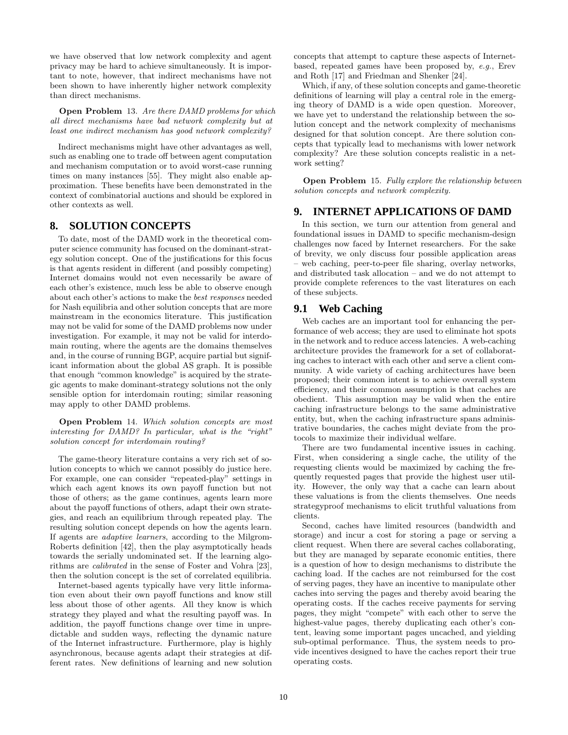we have observed that low network complexity and agent privacy may be hard to achieve simultaneously. It is important to note, however, that indirect mechanisms have not been shown to have inherently higher network complexity than direct mechanisms.

**Open Problem** 13. *Are there DAMD problems for which all direct mechanisms have bad network complexity but at least one indirect mechanism has good network complexity?*

Indirect mechanisms might have other advantages as well, such as enabling one to trade off between agent computation and mechanism computation or to avoid worst-case running times on many instances [55]. They might also enable approximation. These benefits have been demonstrated in the context of combinatorial auctions and should be explored in other contexts as well.

## 8. SOLUTION CONCEPTS

To date, most of the DAMD work in the theoretical computer science community has focused on the dominant-strategy solution concept. One of the justifications for this focus is that agents resident in different (and possibly competing) Internet domains would not even necessarily be aware of each other's existence, much less be able to observe enough about each other's actions to make the *best responses* needed for Nash equilibria and other solution concepts that are more mainstream in the economics literature. This justification may not be valid for some of the DAMD problems now under investigation. For example, it may not be valid for interdomain routing, where the agents are the domains themselves and, in the course of running BGP, acquire partial but significant information about the global AS graph. It is possible that enough "common knowledge" is acquired by the strategic agents to make dominant-strategy solutions not the only sensible option for interdomain routing; similar reasoning may apply to other DAMD problems.

**Open Problem** 14. *Which solution concepts are most interesting for DAMD? In particular, what is the "right" solution concept for interdomain routing?*

The game-theory literature contains a very rich set of solution concepts to which we cannot possibly do justice here. For example, one can consider "repeated-play" settings in which each agent knows its own payoff function but not those of others; as the game continues, agents learn more about the payoff functions of others, adapt their own strategies, and reach an equilibrium through repeated play. The resulting solution concept depends on how the agents learn. If agents are *adaptive learners*, according to the Milgrom-Roberts definition [42], then the play asymptotically heads towards the serially undominated set. If the learning algorithms are *calibrated* in the sense of Foster and Vohra [23], then the solution concept is the set of correlated equilibria.

Internet-based agents typically have very little information even about their own payoff functions and know still less about those of other agents. All they know is which strategy they played and what the resulting payoff was. In addition, the payoff functions change over time in unpredictable and sudden ways, reflecting the dynamic nature of the Internet infrastructure. Furthermore, play is highly asynchronous, because agents adapt their strategies at different rates. New definitions of learning and new solution concepts that attempt to capture these aspects of Internet-based, repeated games have been proposed by, *e.g.*, Erev and Roth [17] and Friedman and Shenker [24].

Which, if any, of these solution concepts and game-theoretic definitions of learning will play a central role in the emerging theory of DAMD is a wide open question. Moreover, we have yet to understand the relationship between the solution concept and the network complexity of mechanisms designed for that solution concept. Are there solution concepts that typically lead to mechanisms with lower network complexity? Are these solution concepts realistic in a network setting?

**Open Problem** 15. *Fully explore the relationship between solution concepts and network complexity.*

## 9. INTERNET APPLICATIONS OF DAMD

In this section, we turn our attention from general and foundational issues in DAMD to specific mechanism-design challenges now faced by Internet researchers. For the sake of brevity, we only discuss four possible application areas – web caching, peer-to-peer file sharing, overlay networks, and distributed task allocation – and we do not attempt to provide complete references to the vast literatures on each of these subjects.

### 9.1 Web Caching

Web caches are an important tool for enhancing the performance of web access; they are used to eliminate hot spots in the network and to reduce access latencies. A web-caching architecture provides the framework for a set of collaborating caches to interact with each other and serve a client community. A wide variety of caching architectures have been proposed; their common intent is to achieve overall system efficiency, and their common assumption is that caches are obedient. This assumption may be valid when the entire caching infrastructure belongs to the same administrative entity, but, when the caching infrastructure spans administrative boundaries, the caches might deviate from the protocols to maximize their individual welfare.

There are two fundamental incentive issues in caching. First, when considering a single cache, the utility of the requesting clients would be maximized by caching the frequently requested pages that provide the highest user utility. However, the only way that a cache can learn about these valuations is from the clients themselves. One needs strategyproof mechanisms to elicit truthful valuations from clients.

Second, caches have limited resources (bandwidth and storage) and incur a cost for storing a page or serving a client request. When there are several caches collaborating, but they are managed by separate economic entities, there is a question of how to design mechanisms to distribute the caching load. If the caches are not reimbursed for the cost of serving pages, they have an incentive to manipulate other caches into serving the pages and thereby avoid bearing the operating costs. If the caches receive payments for serving pages, they might "compete" with each other to serve the highest-value pages, thereby duplicating each other's content, leaving some important pages uncached, and yielding sub-optimal performance. Thus, the system needs to provide incentives designed to have the caches report their true operating costs.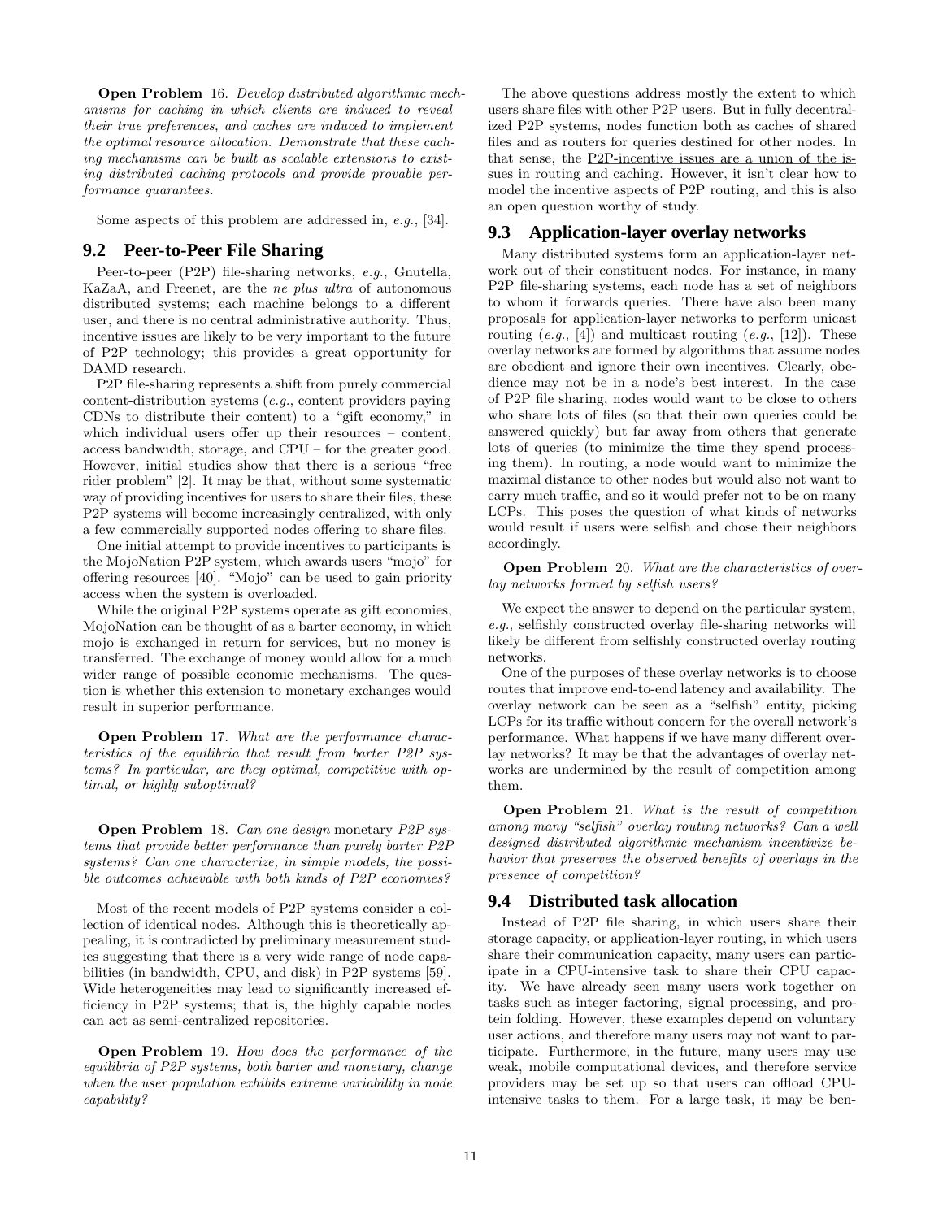**Open Problem** 16. *Develop distributed algorithmic mechanisms for caching in which clients are induced to reveal their true preferences, and caches are induced to implement the optimal resource allocation. Demonstrate that these caching mechanisms can be built as scalable extensions to existing distributed caching protocols and provide provable performance guarantees.*

Some aspects of this problem are addressed in, *e.g.*, [34].

## 9.2 Peer-to-Peer File Sharing

Peer-to-peer (P2P) file-sharing networks, *e.g.*, Gnutella, KaZaA, and Freenet, are the *ne plus ultra* of autonomous distributed systems; each machine belongs to a different user, and there is no central administrative authority. Thus, incentive issues are likely to be very important to the future of P2P technology; this provides a great opportunity for DAMD research.

P2P file-sharing represents a shift from purely commercial content-distribution systems (*e.g.*, content providers paying CDNs to distribute their content) to a "gift economy," in which individual users offer up their resources – content, access bandwidth, storage, and CPU – for the greater good. However, initial studies show that there is a serious "free rider problem" [2]. It may be that, without some systematic way of providing incentives for users to share their files, these P2P systems will become increasingly centralized, with only a few commercially supported nodes offering to share files.

One initial attempt to provide incentives to participants is the MojoNation P2P system, which awards users "mojo" for offering resources [40]. "Mojo" can be used to gain priority access when the system is overloaded.

While the original P2P systems operate as gift economies, MojoNation can be thought of as a barter economy, in which mojo is exchanged in return for services, but no money is transferred. The exchange of money would allow for a much wider range of possible economic mechanisms. The question is whether this extension to monetary exchanges would result in superior performance.

**Open Problem** 17. *What are the performance characteristics of the equilibria that result from barter P2P systems? In particular, are they optimal, competitive with optimal, or highly suboptimal?*

**Open Problem** 18. *Can one design* monetary *P2P systems that provide better performance than purely barter P2P systems? Can one characterize, in simple models, the possible outcomes achievable with both kinds of P2P economies?*

Most of the recent models of P2P systems consider a collection of identical nodes. Although this is theoretically appealing, it is contradicted by preliminary measurement studies suggesting that there is a very wide range of node capabilities (in bandwidth, CPU, and disk) in P2P systems [59]. Wide heterogeneities may lead to significantly increased efficiency in P2P systems; that is, the highly capable nodes can act as semi-centralized repositories.

**Open Problem** 19. *How does the performance of the equilibria of P2P systems, both barter and monetary, change when the user population exhibits extreme variability in node capability?*

The above questions address mostly the extent to which users share files with other P2P users. But in fully decentralized P2P systems, nodes function both as caches of shared files and as routers for queries destined for other nodes. In that sense, the P2P-incentive issues are a union of the issues in routing and caching. However, it isn't clear how to model the incentive aspects of P2P routing, and this is also an open question worthy of study.

## 9.3 Application-layer overlay networks

Many distributed systems form an application-layer network out of their constituent nodes. For instance, in many P2P file-sharing systems, each node has a set of neighbors to whom it forwards queries. There have also been many proposals for application-layer networks to perform unicast routing (*e.g.*, [4]) and multicast routing (*e.g.*, [12]). These overlay networks are formed by algorithms that assume nodes are obedient and ignore their own incentives. Clearly, obedience may not be in a node's best interest. In the case of P2P file sharing, nodes would want to be close to others who share lots of files (so that their own queries could be answered quickly) but far away from others that generate lots of queries (to minimize the time they spend processing them). In routing, a node would want to minimize the maximal distance to other nodes but would also not want to carry much traffic, and so it would prefer not to be on many LCPs. This poses the question of what kinds of networks would result if users were selfish and chose their neighbors accordingly.

**Open Problem** 20. *What are the characteristics of overlay networks formed by selfish users?*

We expect the answer to depend on the particular system, *e.g.*, selfishly constructed overlay file-sharing networks will likely be different from selfishly constructed overlay routing networks.

One of the purposes of these overlay networks is to choose routes that improve end-to-end latency and availability. The overlay network can be seen as a "selfish" entity, picking LCPs for its traffic without concern for the overall network's performance. What happens if we have many different overlay networks? It may be that the advantages of overlay networks are undermined by the result of competition among them.

**Open Problem** 21. *What is the result of competition among many "selfish" overlay routing networks? Can a well designed distributed algorithmic mechanism incentivize behavior that preserves the observed benefits of overlays in the presence of competition?*

## 9.4 Distributed task allocation

Instead of P2P file sharing, in which users share their storage capacity, or application-layer routing, in which users share their communication capacity, many users can participate in a CPU-intensive task to share their CPU capacity. We have already seen many users work together on tasks such as integer factoring, signal processing, and protein folding. However, these examples depend on voluntary user actions, and therefore many users may not want to participate. Furthermore, in the future, many users may use weak, mobile computational devices, and therefore service providers may be set up so that users can offload CPU-intensive tasks to them. For a large task, it may be ben-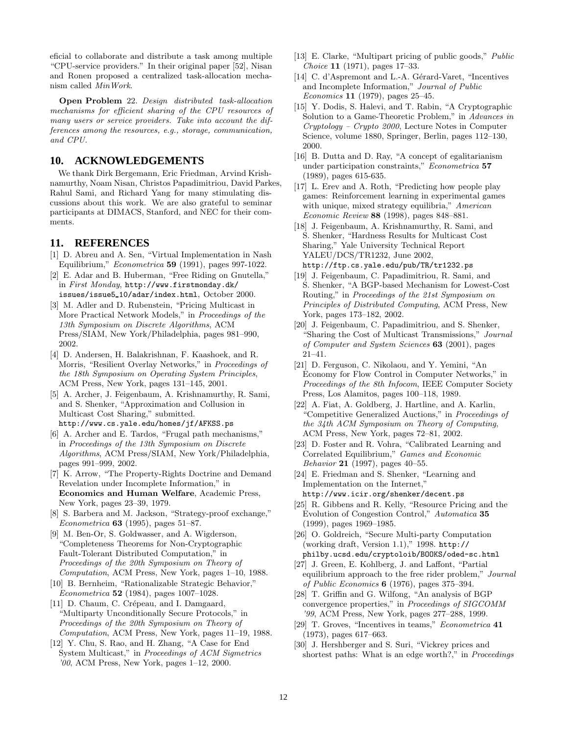eficial to collaborate and distribute a task among multiple "CPU-service providers." In their original paper [52], Nisan and Ronen proposed a centralized task-allocation mechanism called *MinWork*.

**Open Problem** 22. *Design distributed task-allocation mechanisms for efficient sharing of the CPU resources of many users or service providers. Take into account the differences among the resources, e.g., storage, communication, and CPU.*

## 10. ACKNOWLEDGEMENTS

We thank Dirk Bergemann, Eric Friedman, Arvind Krishnamurthy, Noam Nisan, Christos Papadimitriou, David Parkes, Rahul Sami, and Richard Yang for many stimulating discussions about this work. We are also grateful to seminar participants at DIMACS, Stanford, and NEC for their comments.

## 11. REFERENCES

[1] D. Abreu and A. Sen, "Virtual Implementation in Nash Equilibrium," *Econometrica* **59** (1991), pages 997-1022.

[2] E. Adar and B. Huberman, "Free Riding on Gnutella," in *First Monday*, `http://www.firstmonday.dk/issues/issue5_10/adar/index.html`, October 2000.

[3] M. Adler and D. Rubenstein, "Pricing Multicast in More Practical Network Models," in *Proceedings of the 13th Symposium on Discrete Algorithms*, ACM Press/SIAM, New York/Philadelphia, pages 981–990, 2002.

[4] D. Andersen, H. Balakrishnan, F. Kaashoek, and R. Morris, "Resilient Overlay Networks," in *Proceedings of the 18th Symposium on Operating System Principles*, ACM Press, New York, pages 131–145, 2001.

[5] A. Archer, J. Feigenbaum, A. Krishnamurthy, R. Sami, and S. Shenker, "Approximation and Collusion in Multicast Cost Sharing," submitted. `http://www.cs.yale.edu/homes/jf/AFKSS.ps`

[6] A. Archer and E. Tardos, "Frugal path mechanisms," in *Proceedings of the 13th Symposium on Discrete Algorithms*, ACM Press/SIAM, New York/Philadelphia, pages 991–999, 2002.

[7] K. Arrow, "The Property-Rights Doctrine and Demand Revelation under Incomplete Information," in **Economics and Human Welfare**, Academic Press, New York, pages 23–39, 1979.

[8] S. Barbera and M. Jackson, "Strategy-proof exchange," *Econometrica* **63** (1995), pages 51–87.

[9] M. Ben-Or, S. Goldwasser, and A. Wigderson, "Completeness Theorems for Non-Cryptographic Fault-Tolerant Distributed Computation," in *Proceedings of the 20th Symposium on Theory of Computation*, ACM Press, New York, pages 1–10, 1988.

[10] B. Bernheim, "Rationalizable Strategic Behavior," *Econometrica* **52** (1984), pages 1007–1028.

[11] D. Chaum, C. Crépeau, and I. Damgaard, "Multiparty Unconditionally Secure Protocols," in *Proceedings of the 20th Symposium on Theory of Computation*, ACM Press, New York, pages 11–19, 1988.

[12] Y. Chu, S. Rao, and H. Zhang, "A Case for End System Multicast," in *Proceedings of ACM Sigmetrics '00*, ACM Press, New York, pages 1–12, 2000.

[13] E. Clarke, "Multipart pricing of public goods," *Public Choice* **11** (1971), pages 17–33.

[14] C. d'Aspremont and L.-A. Gérard-Varet, "Incentives and Incomplete Information," *Journal of Public Economics* **11** (1979), pages 25–45.

[15] Y. Dodis, S. Halevi, and T. Rabin, "A Cryptographic Solution to a Game-Theoretic Problem," in *Advances in Cryptology – Crypto 2000*, Lecture Notes in Computer Science, volume 1880, Springer, Berlin, pages 112–130, 2000.

[16] B. Dutta and D. Ray, "A concept of egalitarianism under participation constraints," *Econometrica* **57** (1989), pages 615-635.

[17] L. Erev and A. Roth, "Predicting how people play games: Reinforcement learning in experimental games with unique, mixed strategy equilibria," *American Economic Review* **88** (1998), pages 848–881.

[18] J. Feigenbaum, A. Krishnamurthy, R. Sami, and S. Shenker, "Hardness Results for Multicast Cost Sharing," Yale University Technical Report YALEU/DCS/TR1232, June 2002, `http://ftp.cs.yale.edu/pub/TR/tr1232.ps`

[19] J. Feigenbaum, C. Papadimitriou, R. Sami, and S. Shenker, "A BGP-based Mechanism for Lowest-Cost Routing," in *Proceedings of the 21st Symposium on Principles of Distributed Computing*, ACM Press, New York, pages 173–182, 2002.

[20] J. Feigenbaum, C. Papadimitriou, and S. Shenker, "Sharing the Cost of Multicast Transmissions," *Journal of Computer and System Sciences* **63** (2001), pages 21–41.

[21] D. Ferguson, C. Nikolaou, and Y. Yemini, "An Economy for Flow Control in Computer Networks," in *Proceedings of the 8th Infocom*, IEEE Computer Society Press, Los Alamitos, pages 100–118, 1989.

[22] A. Fiat, A. Goldberg, J. Hartline, and A. Karlin, "Competitive Generalized Auctions," in *Proceedings of the 34th ACM Symposium on Theory of Computing*, ACM Press, New York, pages 72–81, 2002.

[23] D. Foster and R. Vohra, "Calibrated Learning and Correlated Equilibrium," *Games and Economic Behavior* **21** (1997), pages 40–55.

[24] E. Friedman and S. Shenker, "Learning and Implementation on the Internet," `http://www.icir.org/shenker/decent.ps`

[25] R. Gibbens and R. Kelly, "Resource Pricing and the Evolution of Congestion Control," *Automatica* **35** (1999), pages 1969–1985.

[26] O. Goldreich, "Secure Multi-party Computation (working draft, Version 1.1)," 1998. `http://philby.ucsd.edu/cryptoloib/BOOKS/oded-sc.html`

[27] J. Green, E. Kohlberg, J. and Laffont, "Partial equilibrium approach to the free rider problem," *Journal of Public Economics* **6** (1976), pages 375–394.

[28] T. Griffin and G. Wilfong, "An analysis of BGP convergence properties," in *Proceedings of SIGCOMM '99*, ACM Press, New York, pages 277–288, 1999.

[29] T. Groves, "Incentives in teams," *Econometrica* **41** (1973), pages 617–663.

[30] J. Hershberger and S. Suri, "Vickrey prices and shortest paths: What is an edge worth?," in *Proceedings*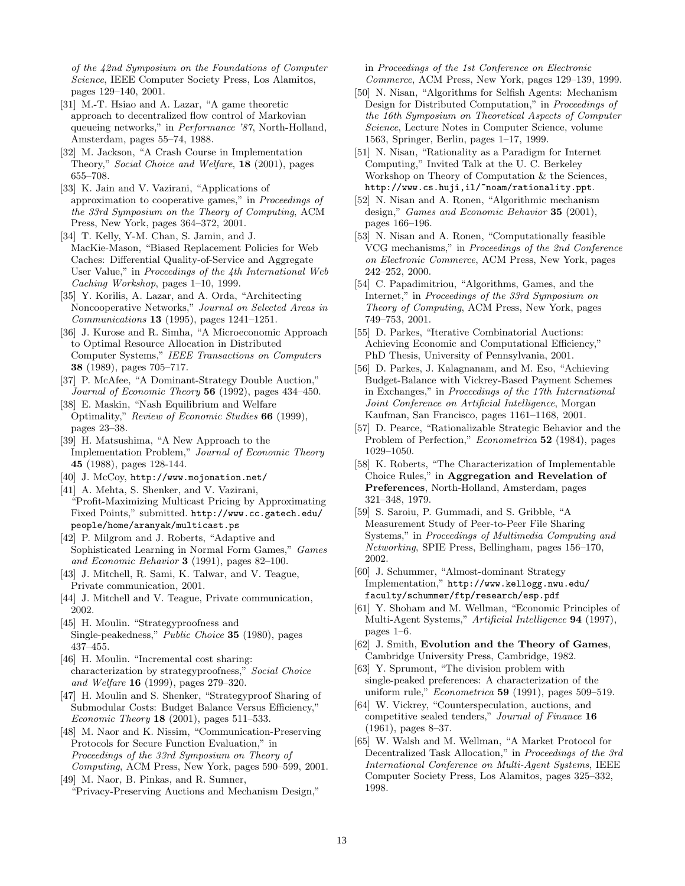*of the 42nd Symposium on the Foundations of Computer Science*, IEEE Computer Society Press, Los Alamitos, pages 129–140, 2001.

[31] M.-T. Hsiao and A. Lazar, "A game theoretic approach to decentralized flow control of Markovian queueing networks," in *Performance '87*, North-Holland, Amsterdam, pages 55–74, 1988.

[32] M. Jackson, "A Crash Course in Implementation Theory," *Social Choice and Welfare*, **18** (2001), pages 655–708.

[33] K. Jain and V. Vazirani, "Applications of approximation to cooperative games," in *Proceedings of the 33rd Symposium on the Theory of Computing*, ACM Press, New York, pages 364–372, 2001.

[34] T. Kelly, Y-M. Chan, S. Jamin, and J. MacKie-Mason, "Biased Replacement Policies for Web Caches: Differential Quality-of-Service and Aggregate User Value," in *Proceedings of the 4th International Web Caching Workshop*, pages 1–10, 1999.

[35] Y. Korilis, A. Lazar, and A. Orda, "Architecting Noncooperative Networks," *Journal on Selected Areas in Communications* **13** (1995), pages 1241–1251.

[36] J. Kurose and R. Simha, "A Microeconomic Approach to Optimal Resource Allocation in Distributed Computer Systems," *IEEE Transactions on Computers* **38** (1989), pages 705–717.

[37] P. McAfee, "A Dominant-Strategy Double Auction," *Journal of Economic Theory* **56** (1992), pages 434–450.

[38] E. Maskin, "Nash Equilibrium and Welfare Optimality," *Review of Economic Studies* **66** (1999), pages 23–38.

[39] H. Matsushima, "A New Approach to the Implementation Problem," *Journal of Economic Theory* **45** (1988), pages 128-144.

[40] J. McCoy, `http://www.mojonation.net/`

[41] A. Mehta, S. Shenker, and V. Vazirani, "Profit-Maximizing Multicast Pricing by Approximating Fixed Points," submitted. `http://www.cc.gatech.edu/people/home/aranyak/multicast.ps`

[42] P. Milgrom and J. Roberts, "Adaptive and Sophisticated Learning in Normal Form Games," *Games and Economic Behavior* **3** (1991), pages 82–100.

[43] J. Mitchell, R. Sami, K. Talwar, and V. Teague, Private communication, 2001.

[44] J. Mitchell and V. Teague, Private communication, 2002.

[45] H. Moulin. "Strategyproofness and Single-peakedness," *Public Choice* **35** (1980), pages 437–455.

[46] H. Moulin. "Incremental cost sharing: characterization by strategyproofness," *Social Choice and Welfare* **16** (1999), pages 279–320.

[47] H. Moulin and S. Shenker, "Strategyproof Sharing of Submodular Costs: Budget Balance Versus Efficiency," *Economic Theory* **18** (2001), pages 511–533.

[48] M. Naor and K. Nissim, "Communication-Preserving Protocols for Secure Function Evaluation," in *Proceedings of the 33rd Symposium on Theory of Computing*, ACM Press, New York, pages 590–599, 2001.

[49] M. Naor, B. Pinkas, and R. Sumner, "Privacy-Preserving Auctions and Mechanism Design," in *Proceedings of the 1st Conference on Electronic Commerce*, ACM Press, New York, pages 129–139, 1999.

[50] N. Nisan, "Algorithms for Selfish Agents: Mechanism Design for Distributed Computation," in *Proceedings of the 16th Symposium on Theoretical Aspects of Computer Science*, Lecture Notes in Computer Science, volume 1563, Springer, Berlin, pages 1–17, 1999.

[51] N. Nisan, "Rationality as a Paradigm for Internet Computing," Invited Talk at the U. C. Berkeley Workshop on Theory of Computation & the Sciences, `http://www.cs.huji,il/~noam/rationality.ppt`.

[52] N. Nisan and A. Ronen, "Algorithmic mechanism design," *Games and Economic Behavior* **35** (2001), pages 166–196.

[53] N. Nisan and A. Ronen, "Computationally feasible VCG mechanisms," in *Proceedings of the 2nd Conference on Electronic Commerce*, ACM Press, New York, pages 242–252, 2000.

[54] C. Papadimitriou, "Algorithms, Games, and the Internet," in *Proceedings of the 33rd Symposium on Theory of Computing*, ACM Press, New York, pages 749–753, 2001.

[55] D. Parkes, "Iterative Combinatorial Auctions: Achieving Economic and Computational Efficiency," PhD Thesis, University of Pennsylvania, 2001.

[56] D. Parkes, J. Kalagnanam, and M. Eso, "Achieving Budget-Balance with Vickrey-Based Payment Schemes in Exchanges," in *Proceedings of the 17th International Joint Conference on Artificial Intelligence*, Morgan Kaufman, San Francisco, pages 1161–1168, 2001.

[57] D. Pearce, "Rationalizable Strategic Behavior and the Problem of Perfection," *Econometrica* **52** (1984), pages 1029–1050.

[58] K. Roberts, "The Characterization of Implementable Choice Rules," in **Aggregation and Revelation of Preferences**, North-Holland, Amsterdam, pages 321–348, 1979.

[59] S. Saroiu, P. Gummadi, and S. Gribble, "A Measurement Study of Peer-to-Peer File Sharing Systems," in *Proceedings of Multimedia Computing and Networking*, SPIE Press, Bellingham, pages 156–170, 2002.

[60] J. Schummer, "Almost-dominant Strategy Implementation," `http://www.kellogg.nwu.edu/faculty/schummer/ftp/research/esp.pdf`

[61] Y. Shoham and M. Wellman, "Economic Principles of Multi-Agent Systems," *Artificial Intelligence* **94** (1997), pages 1–6.

[62] J. Smith, **Evolution and the Theory of Games**, Cambridge University Press, Cambridge, 1982.

[63] Y. Sprumont, "The division problem with single-peaked preferences: A characterization of the uniform rule," *Econometrica* **59** (1991), pages 509–519.

[64] W. Vickrey, "Counterspeculation, auctions, and competitive sealed tenders," *Journal of Finance* **16** (1961), pages 8–37.

[65] W. Walsh and M. Wellman, "A Market Protocol for Decentralized Task Allocation," in *Proceedings of the 3rd International Conference on Multi-Agent Systems*, IEEE Computer Society Press, Los Alamitos, pages 325–332, 1998.